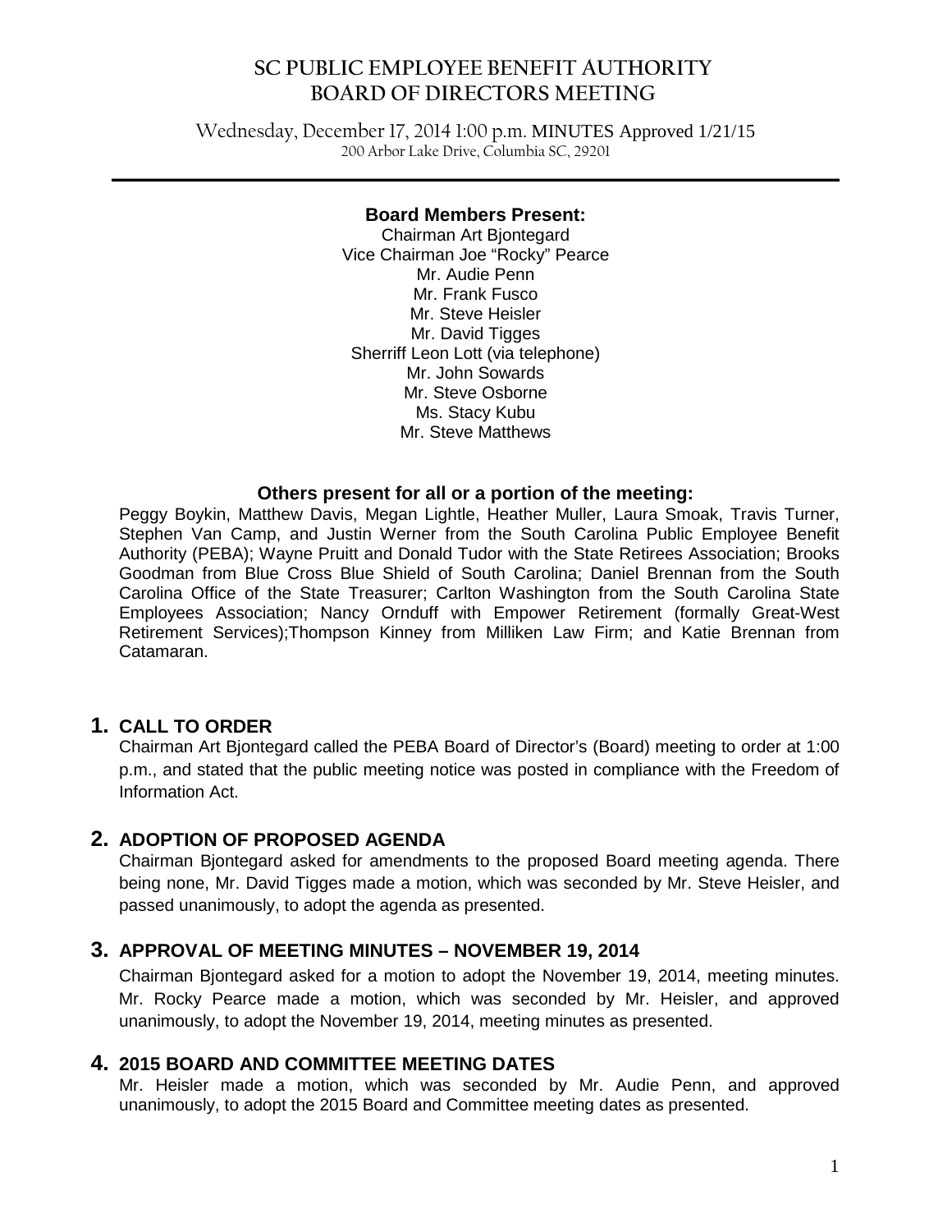# SC PUBLIC EMPLOYEE BENEFIT AUTHORITY
# BOARD OF DIRECTORS MEETING

Wednesday, December 17, 2014 1:00 p.m. MINUTES Approved 1/21/15
200 Arbor Lake Drive, Columbia SC, 29201

**Board Members Present:**

Chairman Art Bjontegard
Vice Chairman Joe "Rocky" Pearce
Mr. Audie Penn
Mr. Frank Fusco
Mr. Steve Heisler
Mr. David Tigges
Sherriff Leon Lott (via telephone)
Mr. John Sowards
Mr. Steve Osborne
Ms. Stacy Kubu
Mr. Steve Matthews

**Others present for all or a portion of the meeting:**

Peggy Boykin, Matthew Davis, Megan Lightle, Heather Muller, Laura Smoak, Travis Turner, Stephen Van Camp, and Justin Werner from the South Carolina Public Employee Benefit Authority (PEBA); Wayne Pruitt and Donald Tudor with the State Retirees Association; Brooks Goodman from Blue Cross Blue Shield of South Carolina; Daniel Brennan from the South Carolina Office of the State Treasurer; Carlton Washington from the South Carolina State Employees Association; Nancy Ornduff with Empower Retirement (formally Great-West Retirement Services);Thompson Kinney from Milliken Law Firm; and Katie Brennan from Catamaran.

## 1. CALL TO ORDER

Chairman Art Bjontegard called the PEBA Board of Director's (Board) meeting to order at 1:00 p.m., and stated that the public meeting notice was posted in compliance with the Freedom of Information Act.

## 2. ADOPTION OF PROPOSED AGENDA

Chairman Bjontegard asked for amendments to the proposed Board meeting agenda. There being none, Mr. David Tigges made a motion, which was seconded by Mr. Steve Heisler, and passed unanimously, to adopt the agenda as presented.

## 3. APPROVAL OF MEETING MINUTES – NOVEMBER 19, 2014

Chairman Bjontegard asked for a motion to adopt the November 19, 2014, meeting minutes. Mr. Rocky Pearce made a motion, which was seconded by Mr. Heisler, and approved unanimously, to adopt the November 19, 2014, meeting minutes as presented.

## 4. 2015 BOARD AND COMMITTEE MEETING DATES

Mr. Heisler made a motion, which was seconded by Mr. Audie Penn, and approved unanimously, to adopt the 2015 Board and Committee meeting dates as presented.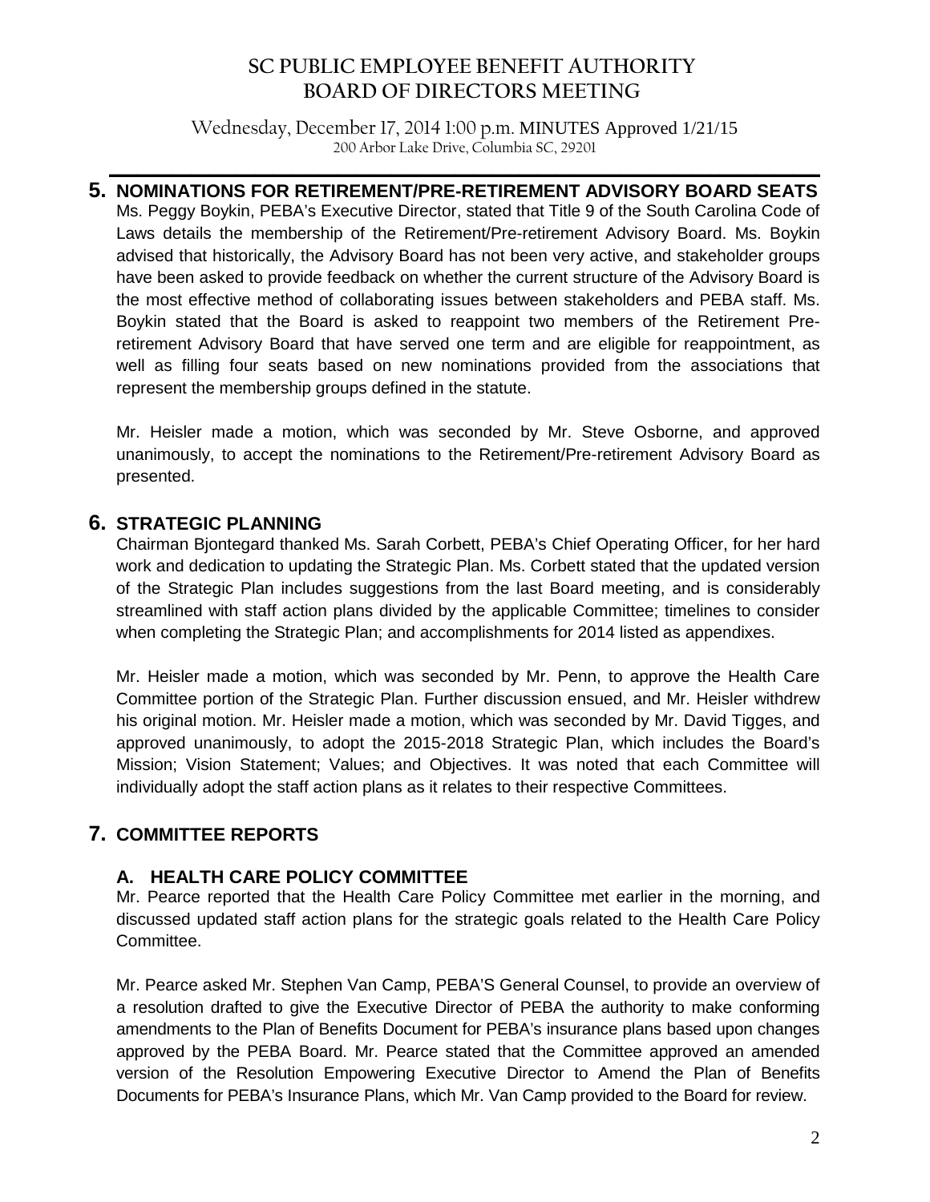## 5. NOMINATIONS FOR RETIREMENT/PRE-RETIREMENT ADVISORY BOARD SEATS

Ms. Peggy Boykin, PEBA's Executive Director, stated that Title 9 of the South Carolina Code of Laws details the membership of the Retirement/Pre-retirement Advisory Board. Ms. Boykin advised that historically, the Advisory Board has not been very active, and stakeholder groups have been asked to provide feedback on whether the current structure of the Advisory Board is the most effective method of collaborating issues between stakeholders and PEBA staff. Ms. Boykin stated that the Board is asked to reappoint two members of the Retirement Pre-retirement Advisory Board that have served one term and are eligible for reappointment, as well as filling four seats based on new nominations provided from the associations that represent the membership groups defined in the statute.

Mr. Heisler made a motion, which was seconded by Mr. Steve Osborne, and approved unanimously, to accept the nominations to the Retirement/Pre-retirement Advisory Board as presented.

## 6. STRATEGIC PLANNING

Chairman Bjontegard thanked Ms. Sarah Corbett, PEBA's Chief Operating Officer, for her hard work and dedication to updating the Strategic Plan. Ms. Corbett stated that the updated version of the Strategic Plan includes suggestions from the last Board meeting, and is considerably streamlined with staff action plans divided by the applicable Committee; timelines to consider when completing the Strategic Plan; and accomplishments for 2014 listed as appendixes.

Mr. Heisler made a motion, which was seconded by Mr. Penn, to approve the Health Care Committee portion of the Strategic Plan. Further discussion ensued, and Mr. Heisler withdrew his original motion. Mr. Heisler made a motion, which was seconded by Mr. David Tigges, and approved unanimously, to adopt the 2015-2018 Strategic Plan, which includes the Board's Mission; Vision Statement; Values; and Objectives. It was noted that each Committee will individually adopt the staff action plans as it relates to their respective Committees.

## 7. COMMITTEE REPORTS

### A. HEALTH CARE POLICY COMMITTEE

Mr. Pearce reported that the Health Care Policy Committee met earlier in the morning, and discussed updated staff action plans for the strategic goals related to the Health Care Policy Committee.

Mr. Pearce asked Mr. Stephen Van Camp, PEBA'S General Counsel, to provide an overview of a resolution drafted to give the Executive Director of PEBA the authority to make conforming amendments to the Plan of Benefits Document for PEBA's insurance plans based upon changes approved by the PEBA Board. Mr. Pearce stated that the Committee approved an amended version of the Resolution Empowering Executive Director to Amend the Plan of Benefits Documents for PEBA's Insurance Plans, which Mr. Van Camp provided to the Board for review.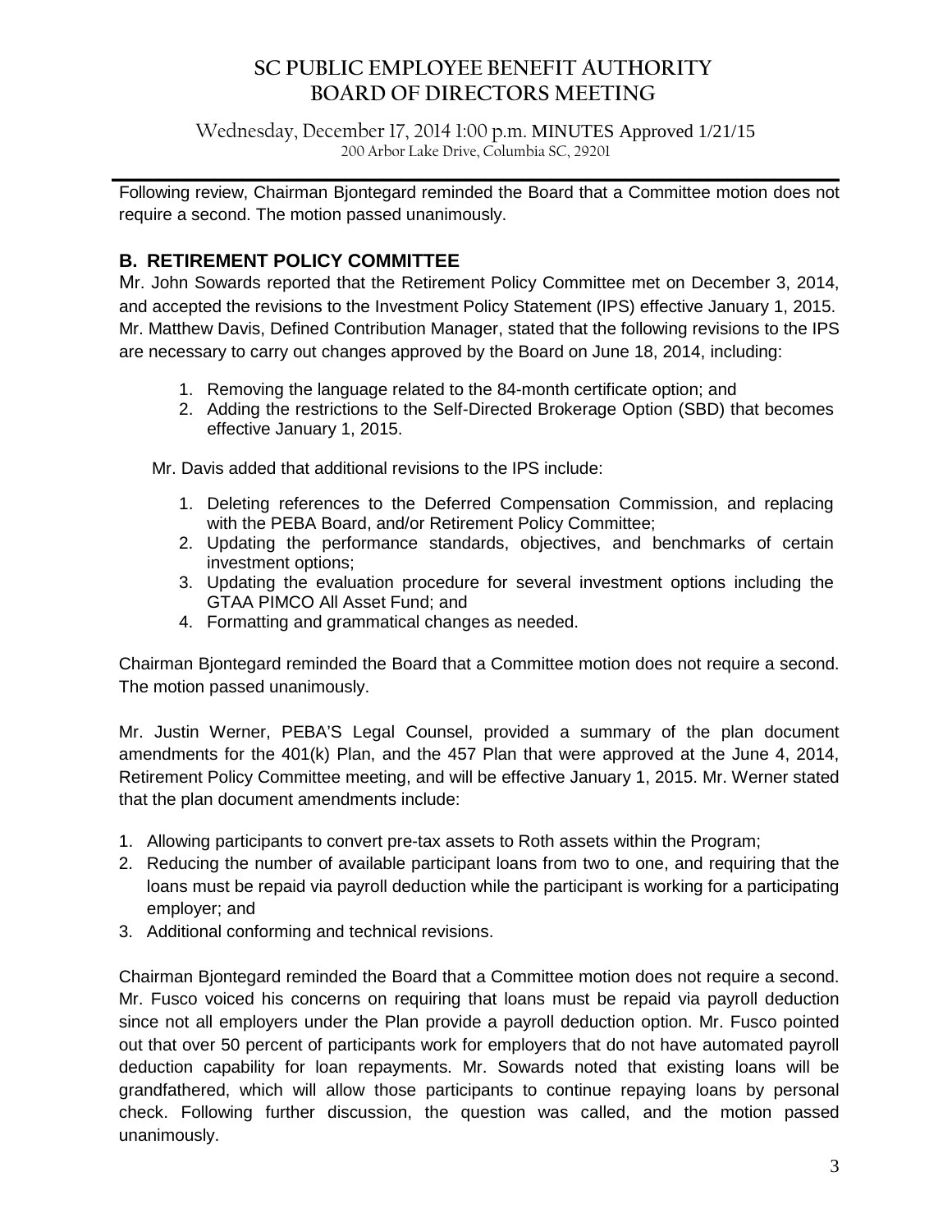Following review, Chairman Bjontegard reminded the Board that a Committee motion does not require a second. The motion passed unanimously.

## B. RETIREMENT POLICY COMMITTEE

Mr. John Sowards reported that the Retirement Policy Committee met on December 3, 2014, and accepted the revisions to the Investment Policy Statement (IPS) effective January 1, 2015. Mr. Matthew Davis, Defined Contribution Manager, stated that the following revisions to the IPS are necessary to carry out changes approved by the Board on June 18, 2014, including:

1. Removing the language related to the 84-month certificate option; and
2. Adding the restrictions to the Self-Directed Brokerage Option (SBD) that becomes effective January 1, 2015.

Mr. Davis added that additional revisions to the IPS include:

1. Deleting references to the Deferred Compensation Commission, and replacing with the PEBA Board, and/or Retirement Policy Committee;
2. Updating the performance standards, objectives, and benchmarks of certain investment options;
3. Updating the evaluation procedure for several investment options including the GTAA PIMCO All Asset Fund; and
4. Formatting and grammatical changes as needed.

Chairman Bjontegard reminded the Board that a Committee motion does not require a second. The motion passed unanimously.

Mr. Justin Werner, PEBA'S Legal Counsel, provided a summary of the plan document amendments for the 401(k) Plan, and the 457 Plan that were approved at the June 4, 2014, Retirement Policy Committee meeting, and will be effective January 1, 2015. Mr. Werner stated that the plan document amendments include:

1. Allowing participants to convert pre-tax assets to Roth assets within the Program;
2. Reducing the number of available participant loans from two to one, and requiring that the loans must be repaid via payroll deduction while the participant is working for a participating employer; and
3. Additional conforming and technical revisions.

Chairman Bjontegard reminded the Board that a Committee motion does not require a second. Mr. Fusco voiced his concerns on requiring that loans must be repaid via payroll deduction since not all employers under the Plan provide a payroll deduction option. Mr. Fusco pointed out that over 50 percent of participants work for employers that do not have automated payroll deduction capability for loan repayments. Mr. Sowards noted that existing loans will be grandfathered, which will allow those participants to continue repaying loans by personal check. Following further discussion, the question was called, and the motion passed unanimously.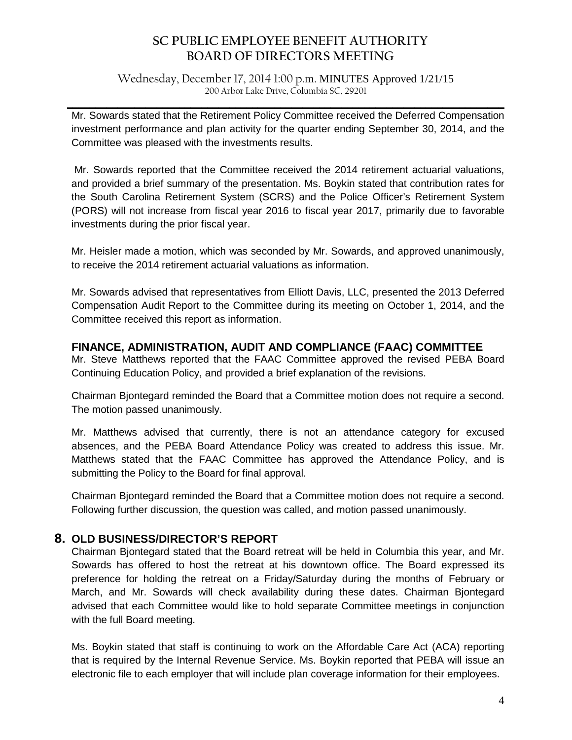Mr. Sowards stated that the Retirement Policy Committee received the Deferred Compensation investment performance and plan activity for the quarter ending September 30, 2014, and the Committee was pleased with the investments results.

Mr. Sowards reported that the Committee received the 2014 retirement actuarial valuations, and provided a brief summary of the presentation. Ms. Boykin stated that contribution rates for the South Carolina Retirement System (SCRS) and the Police Officer's Retirement System (PORS) will not increase from fiscal year 2016 to fiscal year 2017, primarily due to favorable investments during the prior fiscal year.

Mr. Heisler made a motion, which was seconded by Mr. Sowards, and approved unanimously, to receive the 2014 retirement actuarial valuations as information.

Mr. Sowards advised that representatives from Elliott Davis, LLC, presented the 2013 Deferred Compensation Audit Report to the Committee during its meeting on October 1, 2014, and the Committee received this report as information.

### FINANCE, ADMINISTRATION, AUDIT AND COMPLIANCE (FAAC) COMMITTEE

Mr. Steve Matthews reported that the FAAC Committee approved the revised PEBA Board Continuing Education Policy, and provided a brief explanation of the revisions.

Chairman Bjontegard reminded the Board that a Committee motion does not require a second. The motion passed unanimously.

Mr. Matthews advised that currently, there is not an attendance category for excused absences, and the PEBA Board Attendance Policy was created to address this issue. Mr. Matthews stated that the FAAC Committee has approved the Attendance Policy, and is submitting the Policy to the Board for final approval.

Chairman Bjontegard reminded the Board that a Committee motion does not require a second. Following further discussion, the question was called, and motion passed unanimously.

## 8. OLD BUSINESS/DIRECTOR'S REPORT

Chairman Bjontegard stated that the Board retreat will be held in Columbia this year, and Mr. Sowards has offered to host the retreat at his downtown office. The Board expressed its preference for holding the retreat on a Friday/Saturday during the months of February or March, and Mr. Sowards will check availability during these dates. Chairman Bjontegard advised that each Committee would like to hold separate Committee meetings in conjunction with the full Board meeting.

Ms. Boykin stated that staff is continuing to work on the Affordable Care Act (ACA) reporting that is required by the Internal Revenue Service. Ms. Boykin reported that PEBA will issue an electronic file to each employer that will include plan coverage information for their employees.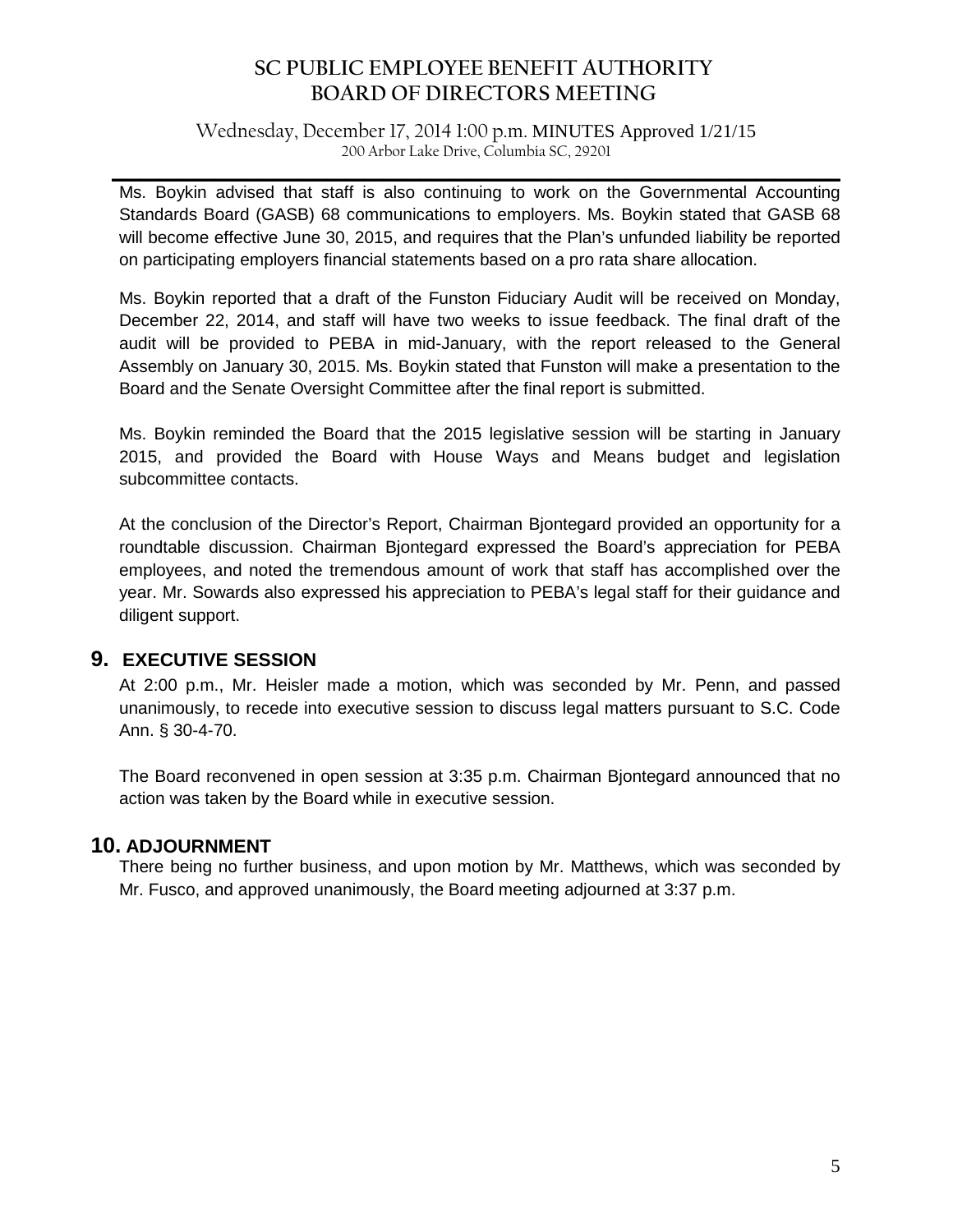Ms. Boykin advised that staff is also continuing to work on the Governmental Accounting Standards Board (GASB) 68 communications to employers. Ms. Boykin stated that GASB 68 will become effective June 30, 2015, and requires that the Plan's unfunded liability be reported on participating employers financial statements based on a pro rata share allocation.

Ms. Boykin reported that a draft of the Funston Fiduciary Audit will be received on Monday, December 22, 2014, and staff will have two weeks to issue feedback. The final draft of the audit will be provided to PEBA in mid-January, with the report released to the General Assembly on January 30, 2015. Ms. Boykin stated that Funston will make a presentation to the Board and the Senate Oversight Committee after the final report is submitted.

Ms. Boykin reminded the Board that the 2015 legislative session will be starting in January 2015, and provided the Board with House Ways and Means budget and legislation subcommittee contacts.

At the conclusion of the Director's Report, Chairman Bjontegard provided an opportunity for a roundtable discussion. Chairman Bjontegard expressed the Board's appreciation for PEBA employees, and noted the tremendous amount of work that staff has accomplished over the year. Mr. Sowards also expressed his appreciation to PEBA's legal staff for their guidance and diligent support.

## 9. EXECUTIVE SESSION

At 2:00 p.m., Mr. Heisler made a motion, which was seconded by Mr. Penn, and passed unanimously, to recede into executive session to discuss legal matters pursuant to S.C. Code Ann. § 30-4-70.

The Board reconvened in open session at 3:35 p.m. Chairman Bjontegard announced that no action was taken by the Board while in executive session.

## 10. ADJOURNMENT

There being no further business, and upon motion by Mr. Matthews, which was seconded by Mr. Fusco, and approved unanimously, the Board meeting adjourned at 3:37 p.m.